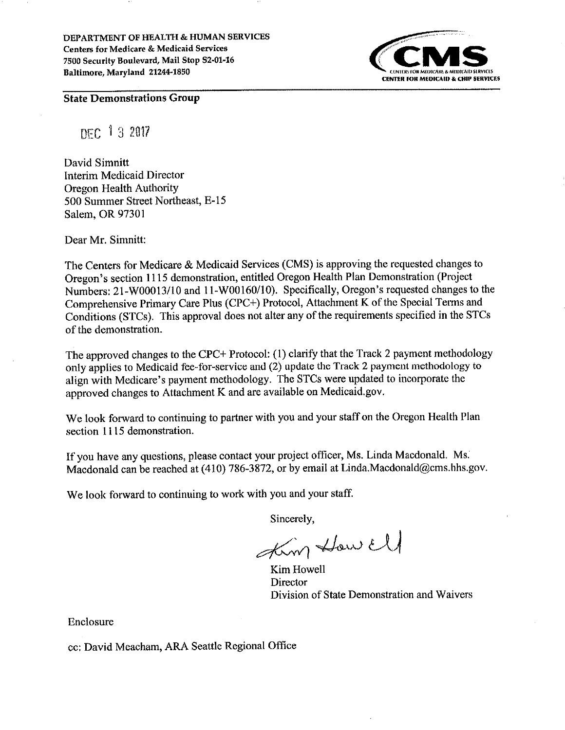DEPARTMENT OF HEALTH & HUMAN SERVICES
Centers for Medicare & Medicaid Services
7500 Security Boulevard, Mail Stop S2-01-16
Baltimore, Maryland 21244-1850

CMS
CENTERS FOR MEDICARE & MEDICAID SERVICES
CENTER FOR MEDICAID & CHIP SERVICES

**State Demonstrations Group**

DEC 13 2017

David Simnitt
Interim Medicaid Director
Oregon Health Authority
500 Summer Street Northeast, E-15
Salem, OR 97301

Dear Mr. Simnitt:

The Centers for Medicare & Medicaid Services (CMS) is approving the requested changes to Oregon's section 1115 demonstration, entitled Oregon Health Plan Demonstration (Project Numbers: 21-W00013/10 and 11-W00160/10). Specifically, Oregon's requested changes to the Comprehensive Primary Care Plus (CPC+) Protocol, Attachment K of the Special Terms and Conditions (STCs). This approval does not alter any of the requirements specified in the STCs of the demonstration.

The approved changes to the CPC+ Protocol: (1) clarify that the Track 2 payment methodology only applies to Medicaid fee-for-service and (2) update the Track 2 payment methodology to align with Medicare's payment methodology. The STCs were updated to incorporate the approved changes to Attachment K and are available on Medicaid.gov.

We look forward to continuing to partner with you and your staff on the Oregon Health Plan section 1115 demonstration.

If you have any questions, please contact your project officer, Ms. Linda Macdonald. Ms. Macdonald can be reached at (410) 786-3872, or by email at Linda.Macdonald@cms.hhs.gov.

We look forward to continuing to work with you and your staff.

Sincerely,

Kim Howell
Director
Division of State Demonstration and Waivers

Enclosure

cc: David Meacham, ARA Seattle Regional Office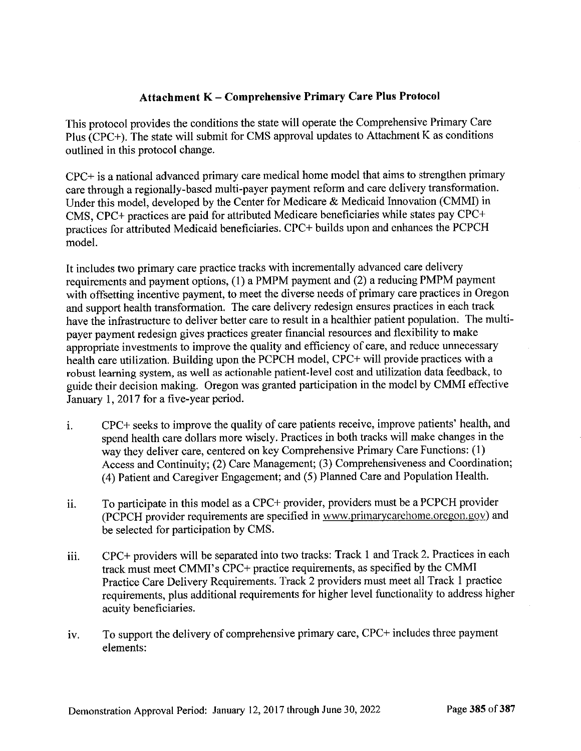## Attachment K – Comprehensive Primary Care Plus Protocol

This protocol provides the conditions the state will operate the Comprehensive Primary Care Plus (CPC+). The state will submit for CMS approval updates to Attachment K as conditions outlined in this protocol change.

CPC+ is a national advanced primary care medical home model that aims to strengthen primary care through a regionally-based multi-payer payment reform and care delivery transformation. Under this model, developed by the Center for Medicare & Medicaid Innovation (CMMI) in CMS, CPC+ practices are paid for attributed Medicare beneficiaries while states pay CPC+ practices for attributed Medicaid beneficiaries. CPC+ builds upon and enhances the PCPCH model.

It includes two primary care practice tracks with incrementally advanced care delivery requirements and payment options, (1) a PMPM payment and (2) a reducing PMPM payment with offsetting incentive payment, to meet the diverse needs of primary care practices in Oregon and support health transformation. The care delivery redesign ensures practices in each track have the infrastructure to deliver better care to result in a healthier patient population. The multi-payer payment redesign gives practices greater financial resources and flexibility to make appropriate investments to improve the quality and efficiency of care, and reduce unnecessary health care utilization. Building upon the PCPCH model, CPC+ will provide practices with a robust learning system, as well as actionable patient-level cost and utilization data feedback, to guide their decision making. Oregon was granted participation in the model by CMMI effective January 1, 2017 for a five-year period.

i. CPC+ seeks to improve the quality of care patients receive, improve patients' health, and spend health care dollars more wisely. Practices in both tracks will make changes in the way they deliver care, centered on key Comprehensive Primary Care Functions: (1) Access and Continuity; (2) Care Management; (3) Comprehensiveness and Coordination; (4) Patient and Caregiver Engagement; and (5) Planned Care and Population Health.

ii. To participate in this model as a CPC+ provider, providers must be a PCPCH provider (PCPCH provider requirements are specified in www.primarycarehome.oregon.gov) and be selected for participation by CMS.

iii. CPC+ providers will be separated into two tracks: Track 1 and Track 2. Practices in each track must meet CMMI's CPC+ practice requirements, as specified by the CMMI Practice Care Delivery Requirements. Track 2 providers must meet all Track 1 practice requirements, plus additional requirements for higher level functionality to address higher acuity beneficiaries.

iv. To support the delivery of comprehensive primary care, CPC+ includes three payment elements: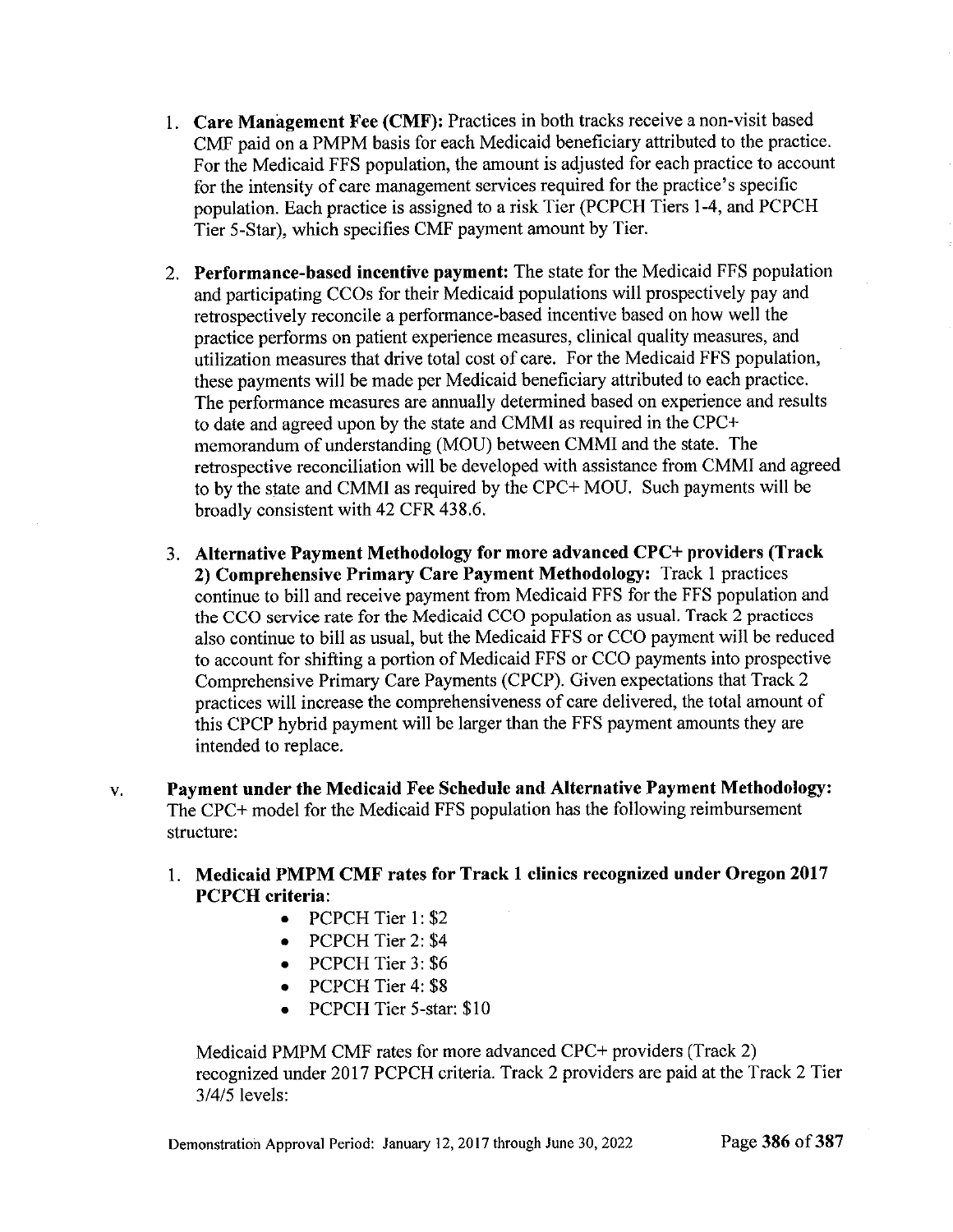1. **Care Management Fee (CMF):** Practices in both tracks receive a non-visit based CMF paid on a PMPM basis for each Medicaid beneficiary attributed to the practice. For the Medicaid FFS population, the amount is adjusted for each practice to account for the intensity of care management services required for the practice's specific population. Each practice is assigned to a risk Tier (PCPCH Tiers 1-4, and PCPCH Tier 5-Star), which specifies CMF payment amount by Tier.

2. **Performance-based incentive payment:** The state for the Medicaid FFS population and participating CCOs for their Medicaid populations will prospectively pay and retrospectively reconcile a performance-based incentive based on how well the practice performs on patient experience measures, clinical quality measures, and utilization measures that drive total cost of care. For the Medicaid FFS population, these payments will be made per Medicaid beneficiary attributed to each practice. The performance measures are annually determined based on experience and results to date and agreed upon by the state and CMMI as required in the CPC+ memorandum of understanding (MOU) between CMMI and the state. The retrospective reconciliation will be developed with assistance from CMMI and agreed to by the state and CMMI as required by the CPC+ MOU. Such payments will be broadly consistent with 42 CFR 438.6.

3. **Alternative Payment Methodology for more advanced CPC+ providers (Track 2) Comprehensive Primary Care Payment Methodology:** Track 1 practices continue to bill and receive payment from Medicaid FFS for the FFS population and the CCO service rate for the Medicaid CCO population as usual. Track 2 practices also continue to bill as usual, but the Medicaid FFS or CCO payment will be reduced to account for shifting a portion of Medicaid FFS or CCO payments into prospective Comprehensive Primary Care Payments (CPCP). Given expectations that Track 2 practices will increase the comprehensiveness of care delivered, the total amount of this CPCP hybrid payment will be larger than the FFS payment amounts they are intended to replace.

v. **Payment under the Medicaid Fee Schedule and Alternative Payment Methodology:** The CPC+ model for the Medicaid FFS population has the following reimbursement structure:

1. **Medicaid PMPM CMF rates for Track 1 clinics recognized under Oregon 2017 PCPCH criteria**:
   - PCPCH Tier 1: $2
   - PCPCH Tier 2: $4
   - PCPCH Tier 3: $6
   - PCPCH Tier 4: $8
   - PCPCH Tier 5-star: $10

   Medicaid PMPM CMF rates for more advanced CPC+ providers (Track 2) recognized under 2017 PCPCH criteria. Track 2 providers are paid at the Track 2 Tier 3/4/5 levels: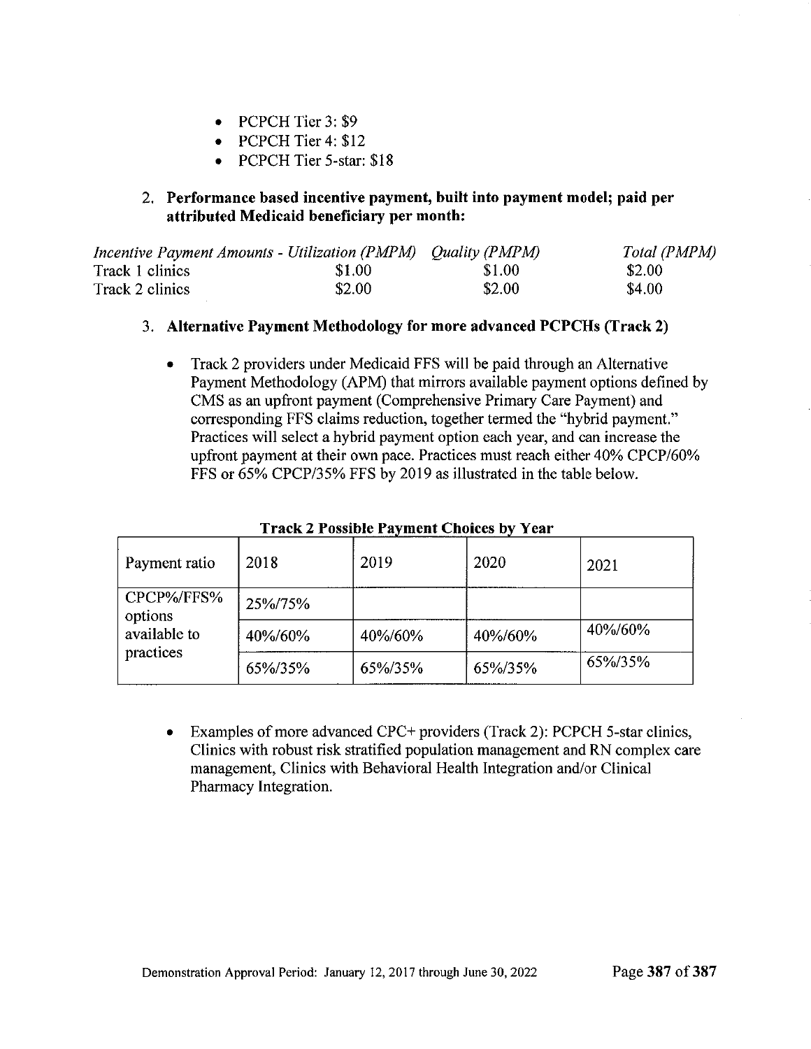- PCPCH Tier 3: $9
- PCPCH Tier 4: $12
- PCPCH Tier 5-star: $18

2. **Performance based incentive payment, built into payment model; paid per attributed Medicaid beneficiary per month:**

| *Incentive Payment Amounts - Utilization (PMPM)* | | *Quality (PMPM)* | *Total (PMPM)* |
|---|---|---|---|
| Track 1 clinics | $1.00 | $1.00 | $2.00 |
| Track 2 clinics | $2.00 | $2.00 | $4.00 |

3. **Alternative Payment Methodology for more advanced PCPCHs (Track 2)**

- Track 2 providers under Medicaid FFS will be paid through an Alternative Payment Methodology (APM) that mirrors available payment options defined by CMS as an upfront payment (Comprehensive Primary Care Payment) and corresponding FFS claims reduction, together termed the "hybrid payment." Practices will select a hybrid payment option each year, and can increase the upfront payment at their own pace. Practices must reach either 40% CPCP/60% FFS or 65% CPCP/35% FFS by 2019 as illustrated in the table below.

**Track 2 Possible Payment Choices by Year**

| Payment ratio | 2018 | 2019 | 2020 | 2021 |
|---|---|---|---|---|
| CPCP%/FFS% options available to practices | 25%/75% | | | |
| | 40%/60% | 40%/60% | 40%/60% | 40%/60% |
| | 65%/35% | 65%/35% | 65%/35% | 65%/35% |

- Examples of more advanced CPC+ providers (Track 2): PCPCH 5-star clinics, Clinics with robust risk stratified population management and RN complex care management, Clinics with Behavioral Health Integration and/or Clinical Pharmacy Integration.